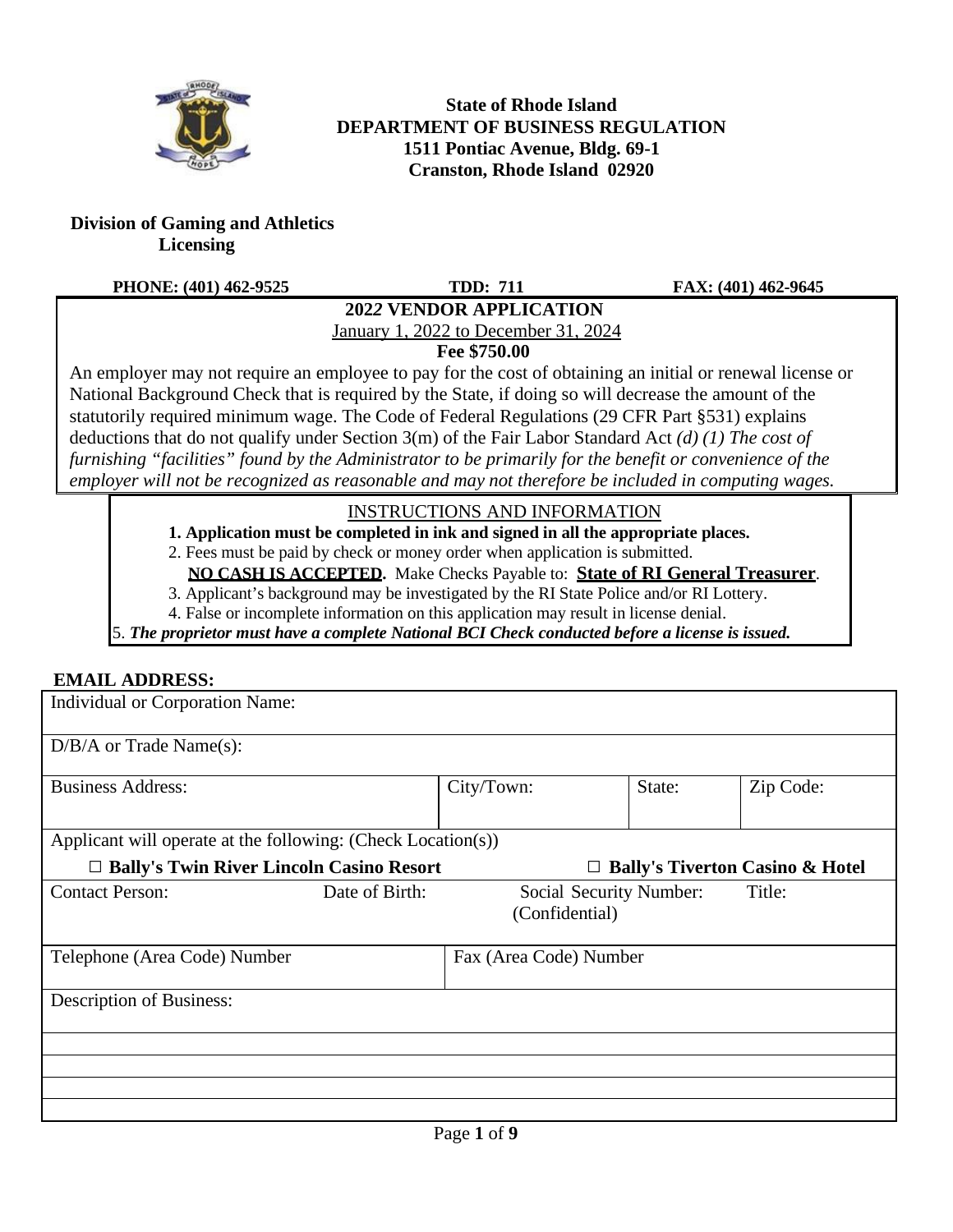**State of Rhode Island**
**DEPARTMENT OF BUSINESS REGULATION**
**1511 Pontiac Avenue, Bldg. 69-1**
**Cranston, Rhode Island 02920**

**Division of Gaming and Athletics Licensing**

**PHONE: (401) 462-9525** **TDD: 711** **FAX: (401) 462-9645**

## 2022 VENDOR APPLICATION

January 1, 2022 to December 31, 2024

**Fee $750.00**

An employer may not require an employee to pay for the cost of obtaining an initial or renewal license or National Background Check that is required by the State, if doing so will decrease the amount of the statutorily required minimum wage. The Code of Federal Regulations (29 CFR Part §531) explains deductions that do not qualify under Section 3(m) of the Fair Labor Standard Act *(d) (1) The cost of furnishing "facilities" found by the Administrator to be primarily for the benefit or convenience of the employer will not be recognized as reasonable and may not therefore be included in computing wages.*

### INSTRUCTIONS AND INFORMATION

1. **Application must be completed in ink and signed in all the appropriate places.**
2. Fees must be paid by check or money order when application is submitted. **NO CASH IS ACCEPTED.** Make Checks Payable to: **State of RI General Treasurer**.
3. Applicant's background may be investigated by the RI State Police and/or RI Lottery.
4. False or incomplete information on this application may result in license denial.
5. ***The proprietor must have a complete National BCI Check conducted before a license is issued.***

**EMAIL ADDRESS:**

| Individual or Corporation Name: | | | |
|---|---|---|---|
| D/B/A or Trade Name(s): | | | |
| Business Address: | City/Town: | State: | Zip Code: |
| Applicant will operate at the following: (Check Location(s)) ☐ **Bally's Twin River Lincoln Casino Resort** ☐ **Bally's Tiverton Casino & Hotel** | | | |
| Contact Person: | Date of Birth: | Social Security Number: (Confidential) | Title: |
| Telephone (Area Code) Number | Fax (Area Code) Number | | |
| Description of Business: | | | |
| | | | |
| | | | |
| | | | |
| | | | |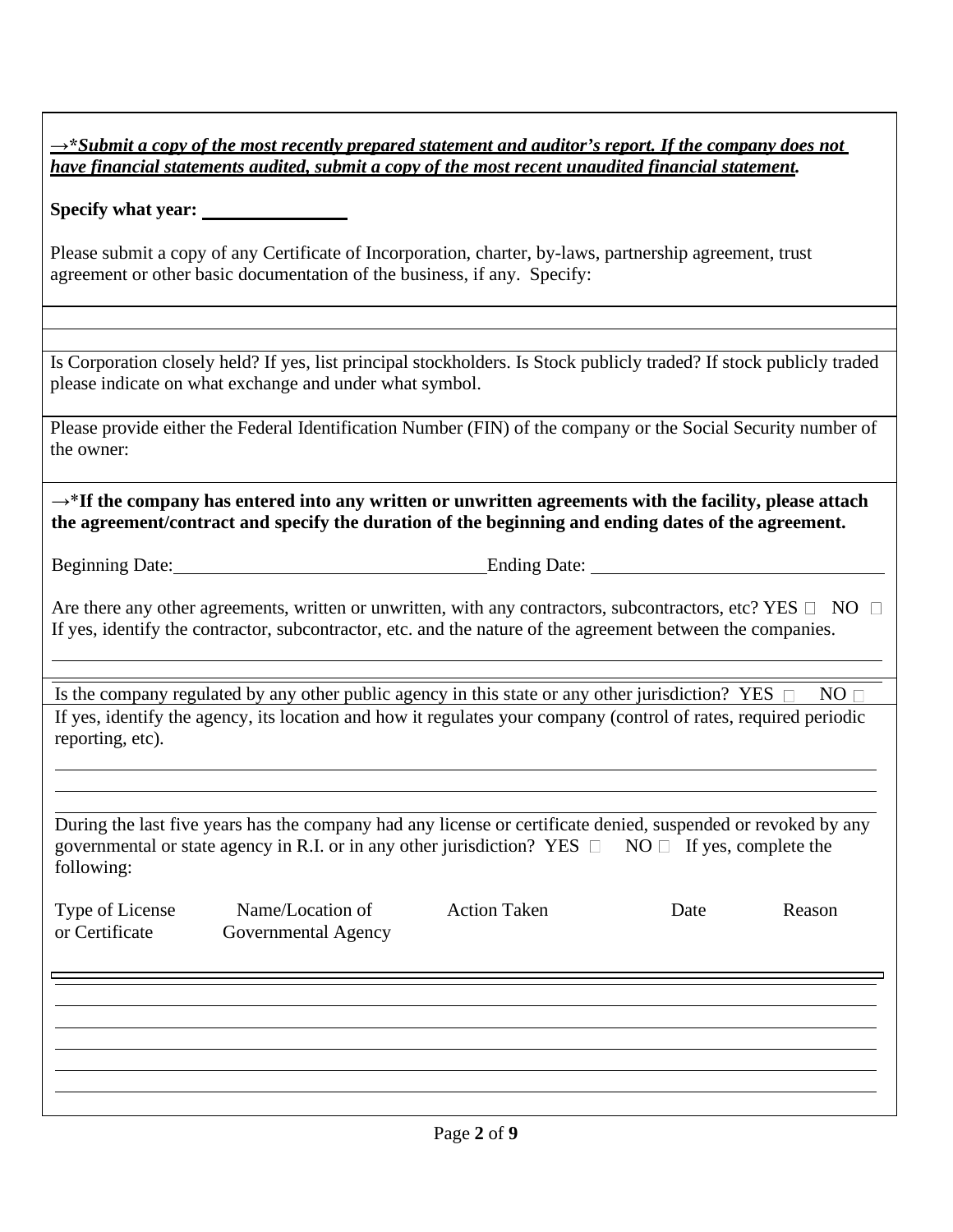***→*Submit a copy of the most recently prepared statement and auditor's report. If the company does not have financial statements audited, submit a copy of the most recent unaudited financial statement.***

**Specify what year:** ________________

Please submit a copy of any Certificate of Incorporation, charter, by-laws, partnership agreement, trust agreement or other basic documentation of the business, if any. Specify:

Is Corporation closely held? If yes, list principal stockholders. Is Stock publicly traded? If stock publicly traded please indicate on what exchange and under what symbol.

Please provide either the Federal Identification Number (FIN) of the company or the Social Security number of the owner:

→***If the company has entered into any written or unwritten agreements with the facility, please attach the agreement/contract and specify the duration of the beginning and ending dates of the agreement.**

Beginning Date: ________________________________ Ending Date: ________________________________

Are there any other agreements, written or unwritten, with any contractors, subcontractors, etc? YES ☐ NO ☐
If yes, identify the contractor, subcontractor, etc. and the nature of the agreement between the companies.

Is the company regulated by any other public agency in this state or any other jurisdiction? YES ☐ NO ☐
If yes, identify the agency, its location and how it regulates your company (control of rates, required periodic reporting, etc).

During the last five years has the company had any license or certificate denied, suspended or revoked by any governmental or state agency in R.I. or in any other jurisdiction? YES ☐ NO ☐ If yes, complete the following:

| Type of License or Certificate | Name/Location of Governmental Agency | Action Taken | Date | Reason |
|---|---|---|---|---|
| | | | | |
| | | | | |
| | | | | |
| | | | | |
| | | | | |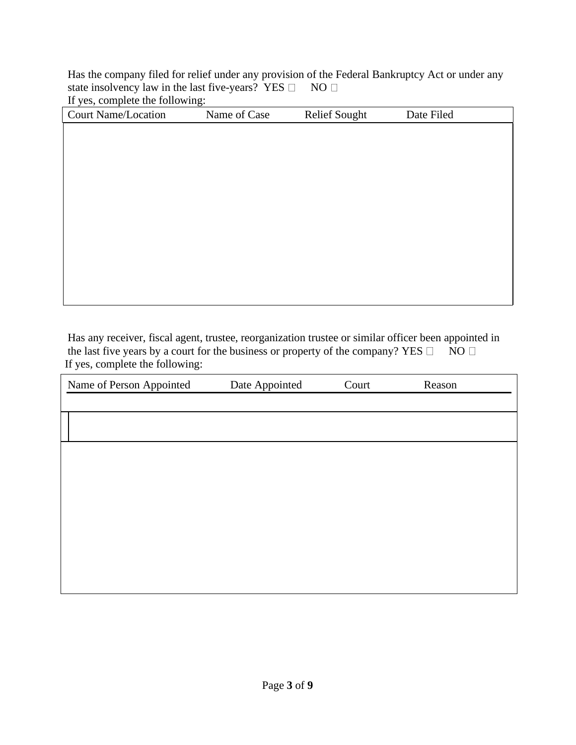Has the company filed for relief under any provision of the Federal Bankruptcy Act or under any state insolvency law in the last five-years?  YES ☐     NO ☐

If yes, complete the following:

| Court Name/Location | Name of Case | Relief Sought | Date Filed |
| --- | --- | --- | --- |
| | | | |

Has any receiver, fiscal agent, trustee, reorganization trustee or similar officer been appointed in the last five years by a court for the business or property of the company? YES ☐     NO ☐

If yes, complete the following:

| Name of Person Appointed | Date Appointed | Court | Reason |
| --- | --- | --- | --- |
| | | | |
| | | | |
| | | | |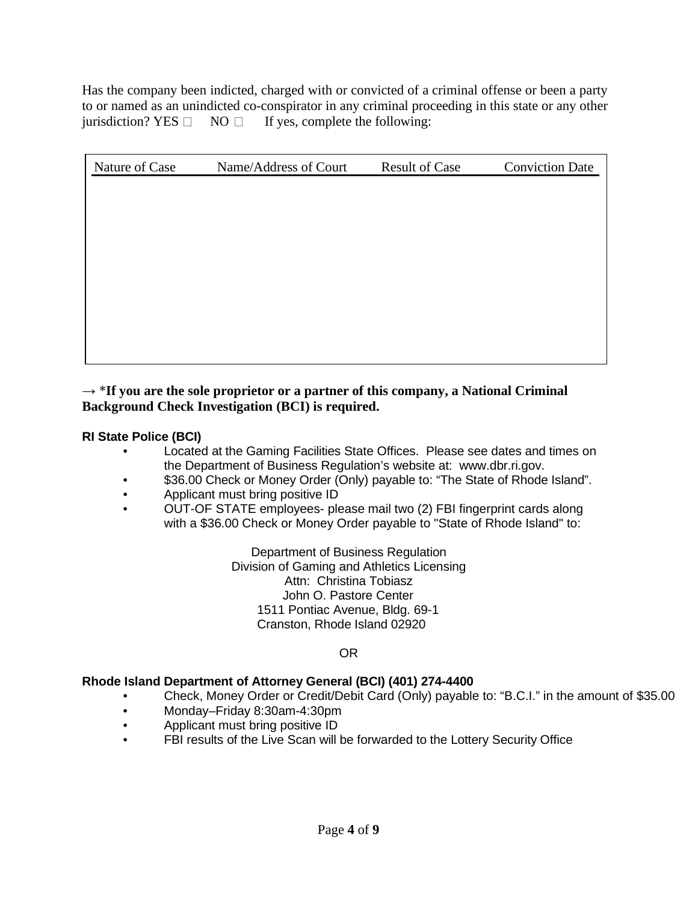Has the company been indicted, charged with or convicted of a criminal offense or been a party to or named as an unindicted co-conspirator in any criminal proceeding in this state or any other jurisdiction? YES ☐ NO ☐ If yes, complete the following:

| Nature of Case | Name/Address of Court | Result of Case | Conviction Date |
|---|---|---|---|
| | | | |

→ ***If you are the sole proprietor or a partner of this company, a National Criminal Background Check Investigation (BCI) is required.**

**RI State Police (BCI)**

- Located at the Gaming Facilities State Offices. Please see dates and times on the Department of Business Regulation's website at: www.dbr.ri.gov.
- $36.00 Check or Money Order (Only) payable to: "The State of Rhode Island".
- Applicant must bring positive ID
- OUT-OF STATE employees- please mail two (2) FBI fingerprint cards along with a $36.00 Check or Money Order payable to "State of Rhode Island" to:

Department of Business Regulation
Division of Gaming and Athletics Licensing
Attn: Christina Tobiasz
John O. Pastore Center
1511 Pontiac Avenue, Bldg. 69-1
Cranston, Rhode Island 02920

OR

**Rhode Island Department of Attorney General (BCI) (401) 274-4400**

- Check, Money Order or Credit/Debit Card (Only) payable to: "B.C.I." in the amount of $35.00
- Monday–Friday 8:30am-4:30pm
- Applicant must bring positive ID
- FBI results of the Live Scan will be forwarded to the Lottery Security Office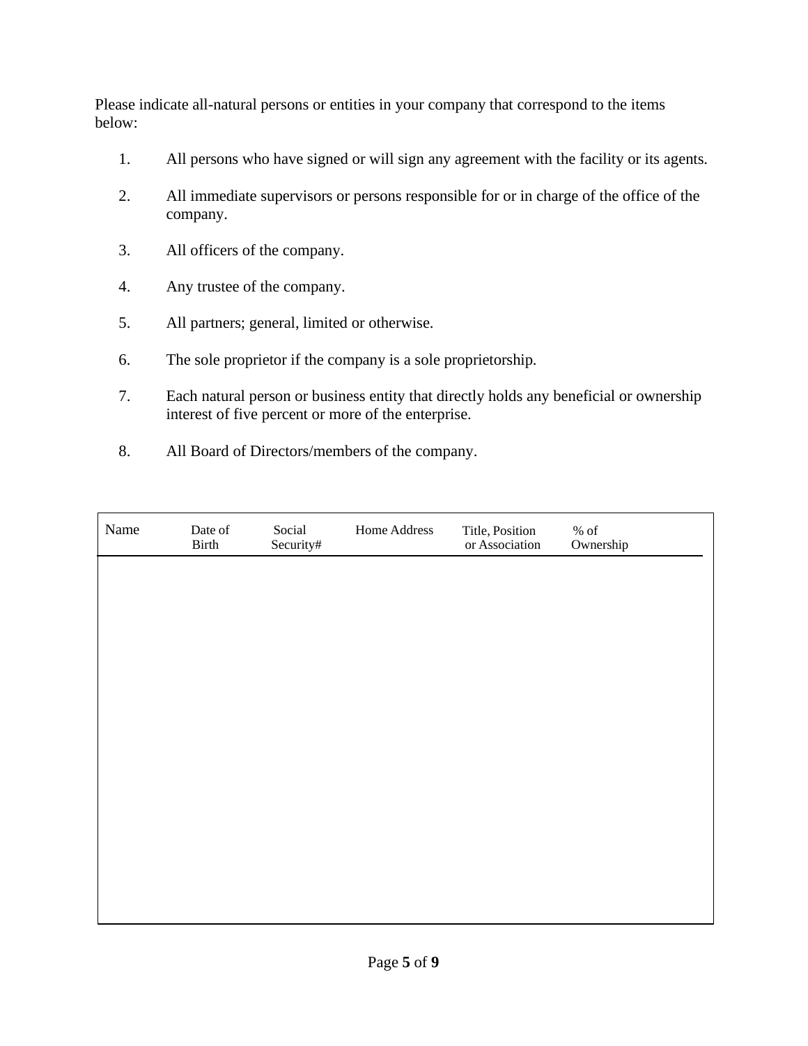Please indicate all-natural persons or entities in your company that correspond to the items below:

1. All persons who have signed or will sign any agreement with the facility or its agents.

2. All immediate supervisors or persons responsible for or in charge of the office of the company.

3. All officers of the company.

4. Any trustee of the company.

5. All partners; general, limited or otherwise.

6. The sole proprietor if the company is a sole proprietorship.

7. Each natural person or business entity that directly holds any beneficial or ownership interest of five percent or more of the enterprise.

8. All Board of Directors/members of the company.

| Name | Date of Birth | Social Security# | Home Address | Title, Position or Association | % of Ownership |
|---|---|---|---|---|---|
| | | | | | |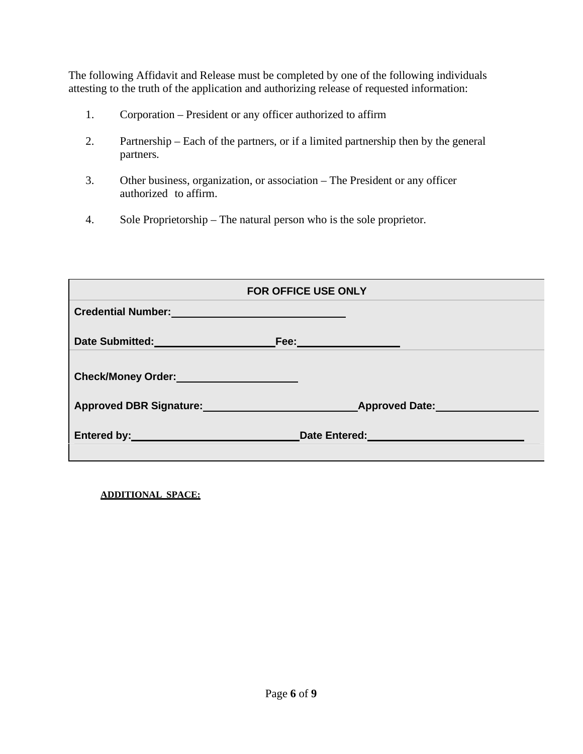The following Affidavit and Release must be completed by one of the following individuals attesting to the truth of the application and authorizing release of requested information:

1. Corporation – President or any officer authorized to affirm
2. Partnership – Each of the partners, or if a limited partnership then by the general partners.
3. Other business, organization, or association – The President or any officer authorized to affirm.
4. Sole Proprietorship – The natural person who is the sole proprietor.

| **FOR OFFICE USE ONLY** | |
|---|---|
| **Credential Number:** ______________________________ | |
| **Date Submitted:** ____________________ | **Fee:** _________________ |
| **Check/Money Order:** ____________________ | |
| **Approved DBR Signature:** __________________________ | **Approved Date:** _________________ |
| **Entered by:** ____________________________ | **Date Entered:** __________________________ |

**ADDITIONAL SPACE:**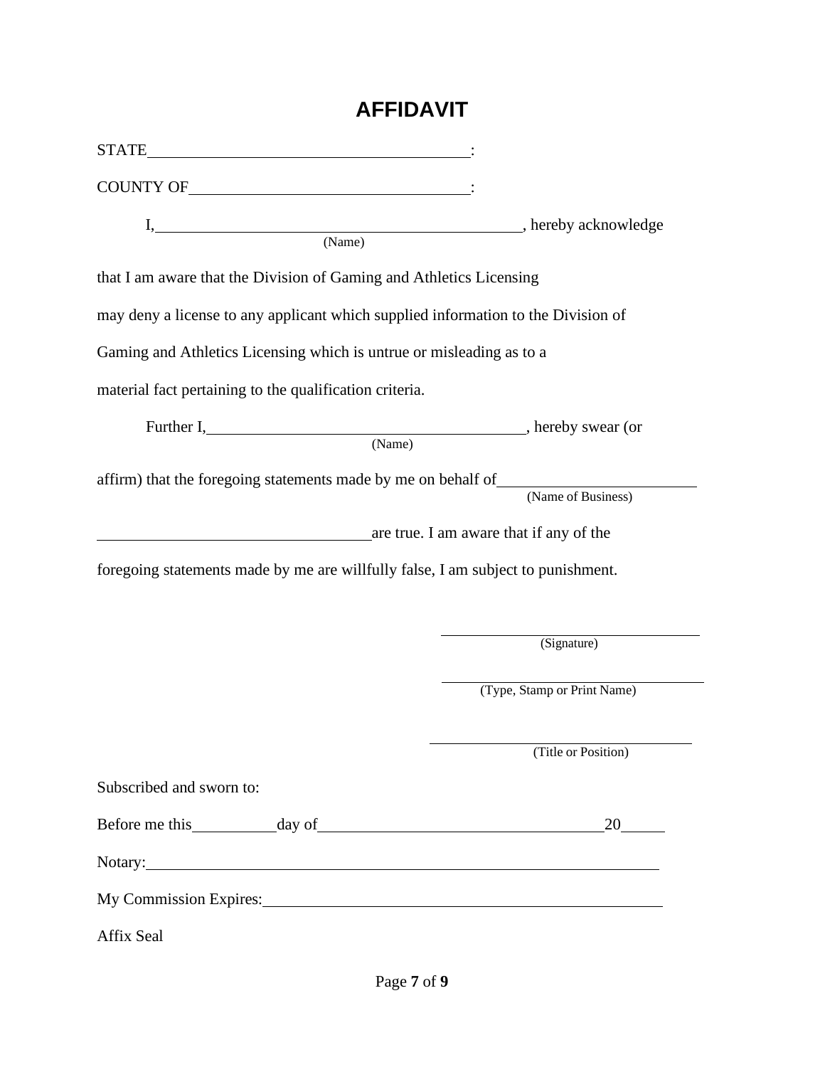# AFFIDAVIT

STATE \_\_\_\_\_\_\_\_\_\_\_\_\_\_\_\_\_\_\_\_\_\_\_\_\_\_\_\_\_\_\_\_\_\_\_\_\_\_\_\_ :

COUNTY OF \_\_\_\_\_\_\_\_\_\_\_\_\_\_\_\_\_\_\_\_\_\_\_\_\_\_\_\_\_\_\_\_\_\_\_\_ :

I, \_\_\_\_\_\_\_\_\_\_\_\_\_\_\_\_\_\_\_\_\_\_\_\_\_\_\_\_\_\_\_\_\_\_\_\_\_\_\_\_\_\_\_\_, hereby acknowledge
(Name)

that I am aware that the Division of Gaming and Athletics Licensing may deny a license to any applicant which supplied information to the Division of Gaming and Athletics Licensing which is untrue or misleading as to a material fact pertaining to the qualification criteria.

Further I, \_\_\_\_\_\_\_\_\_\_\_\_\_\_\_\_\_\_\_\_\_\_\_\_\_\_\_\_\_\_\_\_\_\_\_\_\_\_\_\_, hereby swear (or
(Name)

affirm) that the foregoing statements made by me on behalf of \_\_\_\_\_\_\_\_\_\_\_\_\_\_\_\_\_\_\_\_\_\_\_\_
(Name of Business)

\_\_\_\_\_\_\_\_\_\_\_\_\_\_\_\_\_\_\_\_\_\_\_\_\_\_\_\_\_\_\_\_\_\_\_\_ are true. I am aware that if any of the foregoing statements made by me are willfully false, I am subject to punishment.

\_\_\_\_\_\_\_\_\_\_\_\_\_\_\_\_\_\_\_\_\_\_\_\_\_\_\_\_\_\_\_\_\_\_
(Signature)

\_\_\_\_\_\_\_\_\_\_\_\_\_\_\_\_\_\_\_\_\_\_\_\_\_\_\_\_\_\_\_\_\_\_
(Type, Stamp or Print Name)

\_\_\_\_\_\_\_\_\_\_\_\_\_\_\_\_\_\_\_\_\_\_\_\_\_\_\_\_\_\_\_\_\_\_
(Title or Position)

Subscribed and sworn to:

Before me this \_\_\_\_\_\_\_\_\_\_ day of \_\_\_\_\_\_\_\_\_\_\_\_\_\_\_\_\_\_\_\_\_\_\_\_\_\_\_\_\_\_\_\_\_\_\_\_ 20 \_\_\_\_\_

Notary: \_\_\_\_\_\_\_\_\_\_\_\_\_\_\_\_\_\_\_\_\_\_\_\_\_\_\_\_\_\_\_\_\_\_\_\_\_\_\_\_\_\_\_\_\_\_\_\_\_\_\_\_\_\_\_\_\_\_\_\_\_\_\_\_

My Commission Expires: \_\_\_\_\_\_\_\_\_\_\_\_\_\_\_\_\_\_\_\_\_\_\_\_\_\_\_\_\_\_\_\_\_\_\_\_\_\_\_\_\_\_\_\_\_\_\_\_\_\_

Affix Seal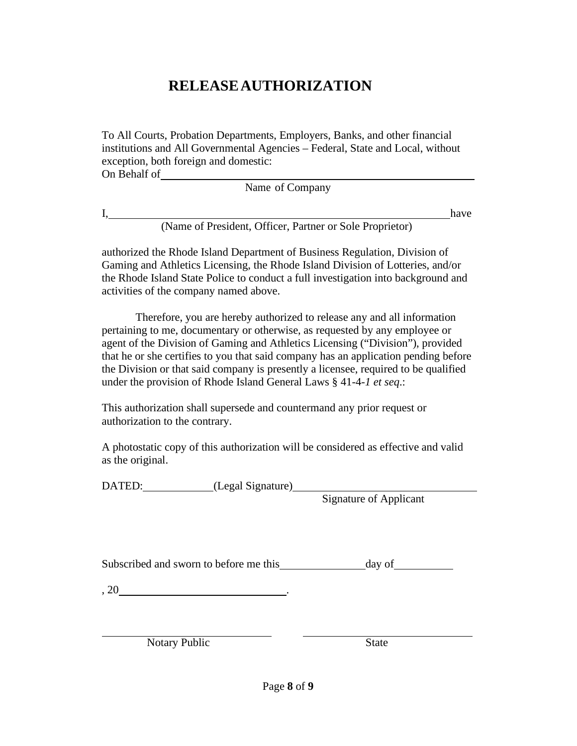# RELEASE AUTHORIZATION

To All Courts, Probation Departments, Employers, Banks, and other financial institutions and All Governmental Agencies – Federal, State and Local, without exception, both foreign and domestic:

On Behalf of ______________________________________________________

Name of Company

I, ____________________________________________________________ have

(Name of President, Officer, Partner or Sole Proprietor)

authorized the Rhode Island Department of Business Regulation, Division of Gaming and Athletics Licensing, the Rhode Island Division of Lotteries, and/or the Rhode Island State Police to conduct a full investigation into background and activities of the company named above.

Therefore, you are hereby authorized to release any and all information pertaining to me, documentary or otherwise, as requested by any employee or agent of the Division of Gaming and Athletics Licensing ("Division"), provided that he or she certifies to you that said company has an application pending before the Division or that said company is presently a licensee, required to be qualified under the provision of Rhode Island General Laws § 41-4-*1 et seq*.:

This authorization shall supersede and countermand any prior request or authorization to the contrary.

A photostatic copy of this authorization will be considered as effective and valid as the original.

DATED: ____________ (Legal Signature) ________________________________

Signature of Applicant

Subscribed and sworn to before me this ______________ day of __________

, 20 ______________________________.

______________________________ ______________________________

Notary Public State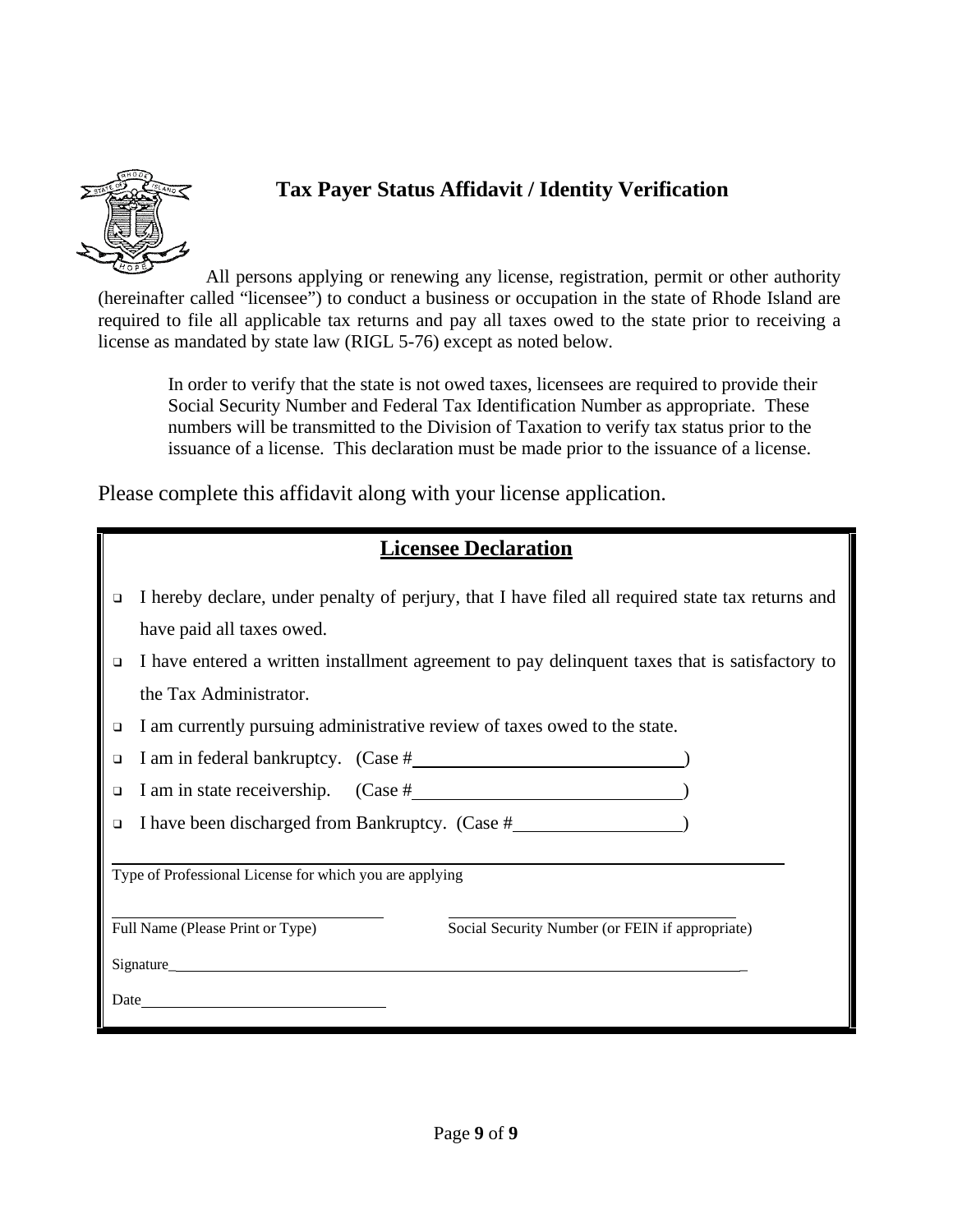# Tax Payer Status Affidavit / Identity Verification

All persons applying or renewing any license, registration, permit or other authority (hereinafter called "licensee") to conduct a business or occupation in the state of Rhode Island are required to file all applicable tax returns and pay all taxes owed to the state prior to receiving a license as mandated by state law (RIGL 5-76) except as noted below.

> In order to verify that the state is not owed taxes, licensees are required to provide their Social Security Number and Federal Tax Identification Number as appropriate. These numbers will be transmitted to the Division of Taxation to verify tax status prior to the issuance of a license. This declaration must be made prior to the issuance of a license.

Please complete this affidavit along with your license application.

## Licensee Declaration

- ☐ I hereby declare, under penalty of perjury, that I have filed all required state tax returns and have paid all taxes owed.
- ☐ I have entered a written installment agreement to pay delinquent taxes that is satisfactory to the Tax Administrator.
- ☐ I am currently pursuing administrative review of taxes owed to the state.
- ☐ I am in federal bankruptcy. (Case #______________________________)
- ☐ I am in state receivership. (Case #______________________________)
- ☐ I have been discharged from Bankruptcy. (Case #__________________)

______________________________________________________________________

Type of Professional License for which you are applying

______________________________ ______________________________

Full Name (Please Print or Type) Social Security Number (or FEIN if appropriate)

Signature______________________________________________________________

Date______________________________